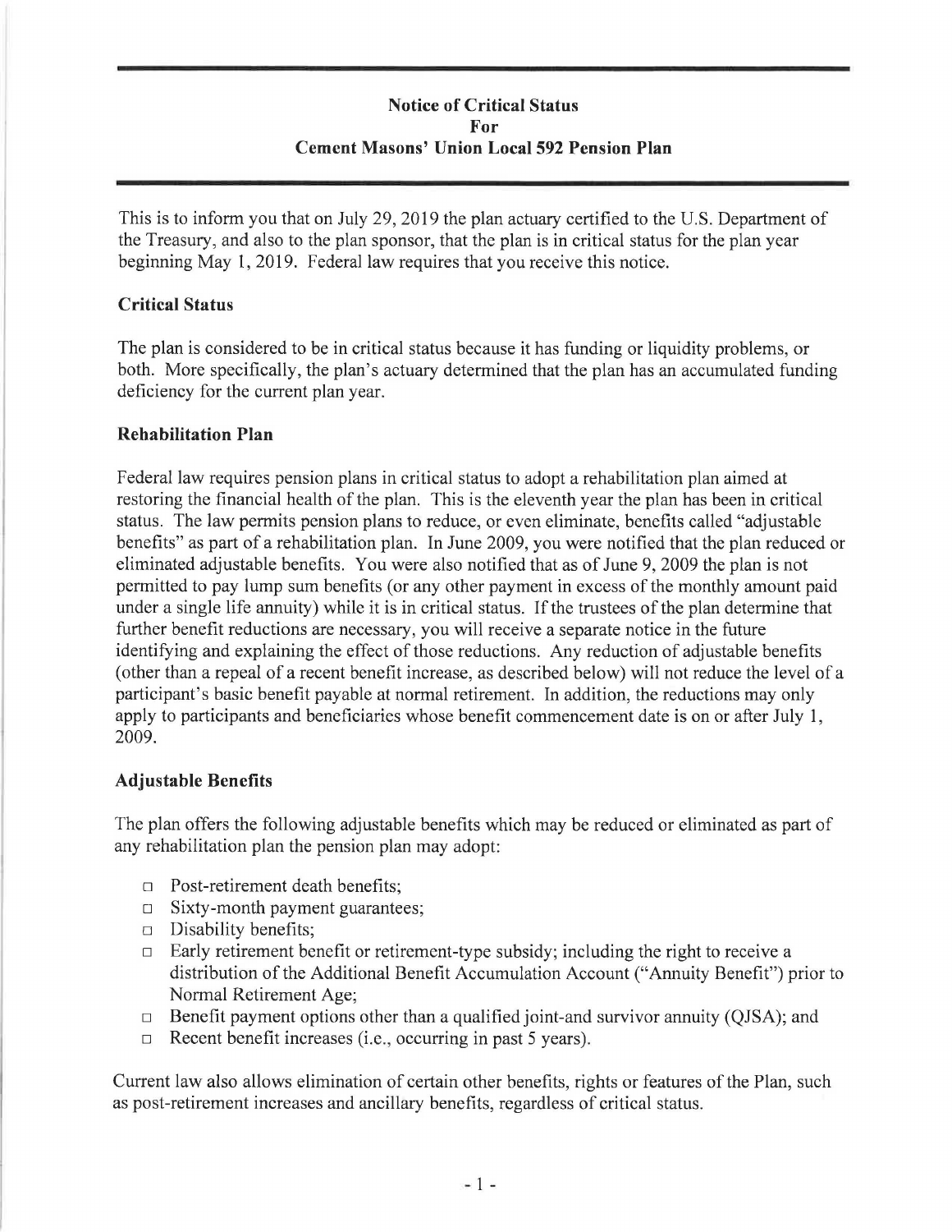## Notice of Critical Status
## For
## Cement Masons' Union Local 592 Pension Plan

This is to inform you that on July 29, 2019 the plan actuary certified to the U.S. Department of the Treasury, and also to the plan sponsor, that the plan is in critical status for the plan year beginning May 1, 2019. Federal law requires that you receive this notice.

### Critical Status

The plan is considered to be in critical status because it has funding or liquidity problems, or both. More specifically, the plan's actuary determined that the plan has an accumulated funding deficiency for the current plan year.

### Rehabilitation Plan

Federal law requires pension plans in critical status to adopt a rehabilitation plan aimed at restoring the financial health of the plan. This is the eleventh year the plan has been in critical status. The law permits pension plans to reduce, or even eliminate, benefits called "adjustable benefits" as part of a rehabilitation plan. In June 2009, you were notified that the plan reduced or eliminated adjustable benefits. You were also notified that as of June 9, 2009 the plan is not permitted to pay lump sum benefits (or any other payment in excess of the monthly amount paid under a single life annuity) while it is in critical status. If the trustees of the plan determine that further benefit reductions are necessary, you will receive a separate notice in the future identifying and explaining the effect of those reductions. Any reduction of adjustable benefits (other than a repeal of a recent benefit increase, as described below) will not reduce the level of a participant's basic benefit payable at normal retirement. In addition, the reductions may only apply to participants and beneficiaries whose benefit commencement date is on or after July 1, 2009.

### Adjustable Benefits

The plan offers the following adjustable benefits which may be reduced or eliminated as part of any rehabilitation plan the pension plan may adopt:

- ☐ Post-retirement death benefits;
- ☐ Sixty-month payment guarantees;
- ☐ Disability benefits;
- ☐ Early retirement benefit or retirement-type subsidy; including the right to receive a distribution of the Additional Benefit Accumulation Account ("Annuity Benefit") prior to Normal Retirement Age;
- ☐ Benefit payment options other than a qualified joint-and survivor annuity (QJSA); and
- ☐ Recent benefit increases (i.e., occurring in past 5 years).

Current law also allows elimination of certain other benefits, rights or features of the Plan, such as post-retirement increases and ancillary benefits, regardless of critical status.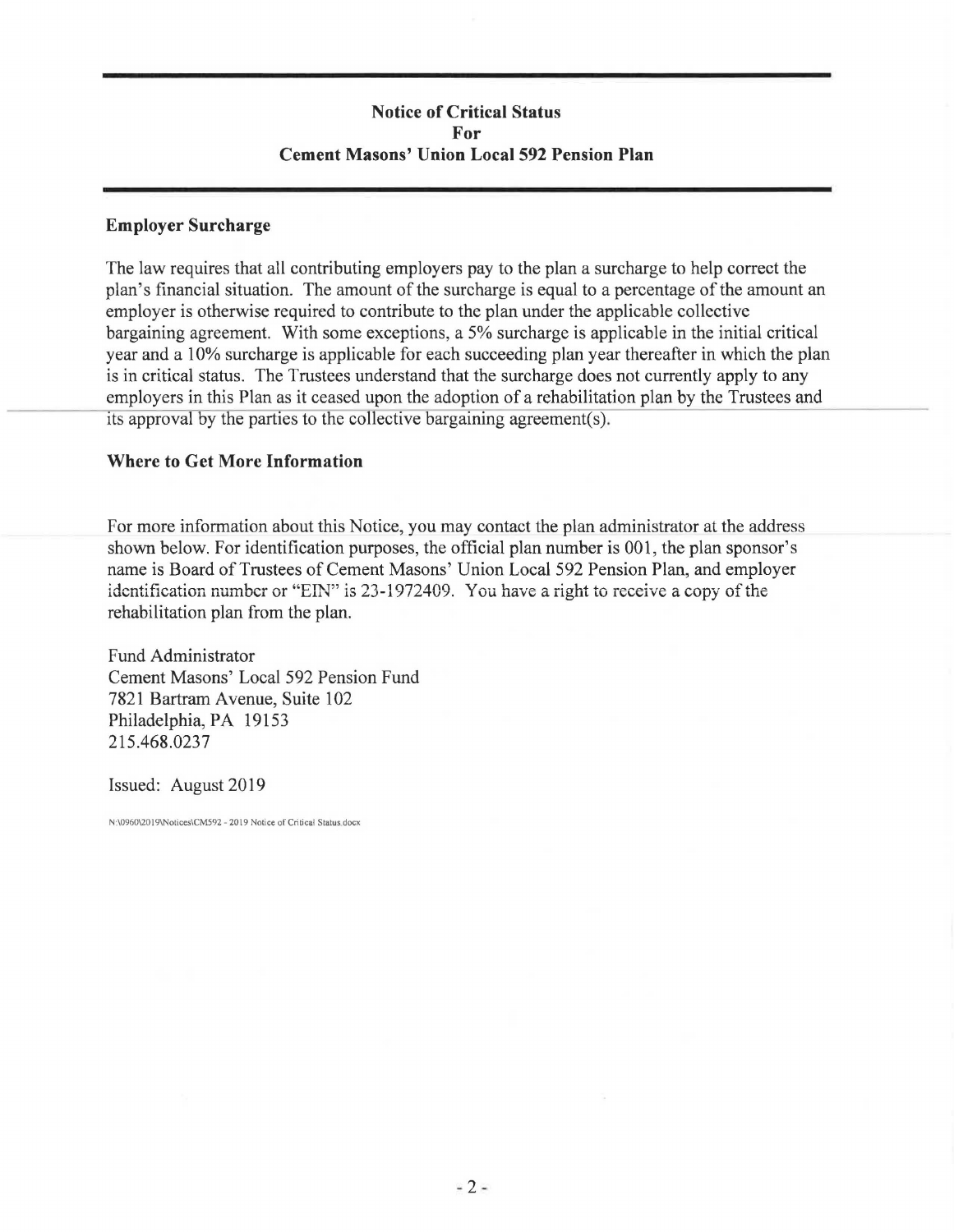## Notice of Critical Status For Cement Masons' Union Local 592 Pension Plan

### Employer Surcharge

The law requires that all contributing employers pay to the plan a surcharge to help correct the plan's financial situation. The amount of the surcharge is equal to a percentage of the amount an employer is otherwise required to contribute to the plan under the applicable collective bargaining agreement. With some exceptions, a 5% surcharge is applicable in the initial critical year and a 10% surcharge is applicable for each succeeding plan year thereafter in which the plan is in critical status. The Trustees understand that the surcharge does not currently apply to any employers in this Plan as it ceased upon the adoption of a rehabilitation plan by the Trustees and its approval by the parties to the collective bargaining agreement(s).

### Where to Get More Information

For more information about this Notice, you may contact the plan administrator at the address shown below. For identification purposes, the official plan number is 001, the plan sponsor's name is Board of Trustees of Cement Masons' Union Local 592 Pension Plan, and employer identification number or "EIN" is 23-1972409. You have a right to receive a copy of the rehabilitation plan from the plan.

Fund Administrator
Cement Masons' Local 592 Pension Fund
7821 Bartram Avenue, Suite 102
Philadelphia, PA 19153
215.468.0237

Issued: August 2019

N:\0960\2019\Notices\CM592 - 2019 Notice of Critical Status.docx